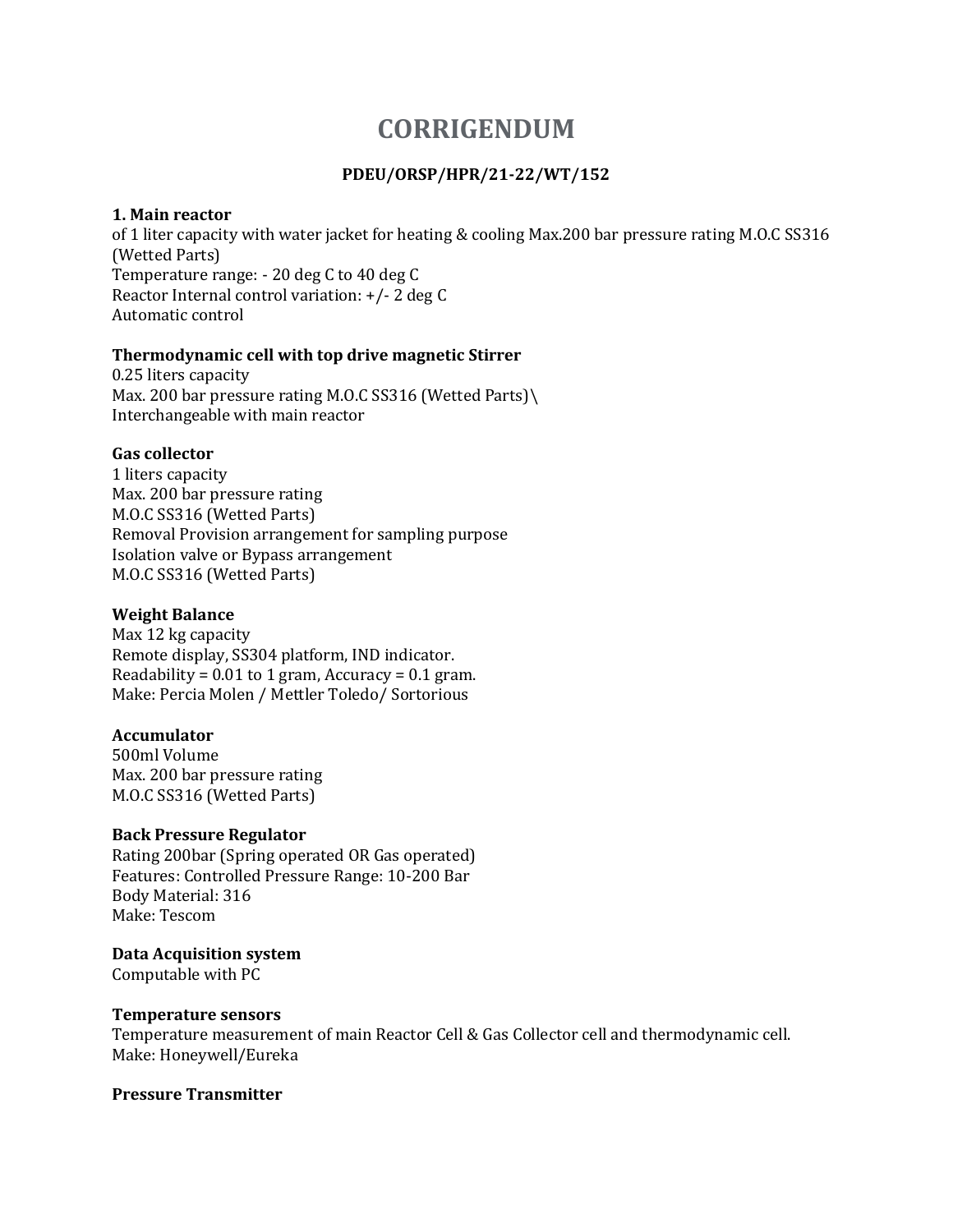# CORRIGENDUM

**PDEU/ORSP/HPR/21-22/WT/152**

**1. Main reactor**
of 1 liter capacity with water jacket for heating & cooling Max.200 bar pressure rating M.O.C SS316 (Wetted Parts)
Temperature range: - 20 deg C to 40 deg C
Reactor Internal control variation: +/- 2 deg C
Automatic control

**Thermodynamic cell with top drive magnetic Stirrer**
0.25 liters capacity
Max. 200 bar pressure rating M.O.C SS316 (Wetted Parts)\
Interchangeable with main reactor

**Gas collector**
1 liters capacity
Max. 200 bar pressure rating
M.O.C SS316 (Wetted Parts)
Removal Provision arrangement for sampling purpose
Isolation valve or Bypass arrangement
M.O.C SS316 (Wetted Parts)

**Weight Balance**
Max 12 kg capacity
Remote display, SS304 platform, IND indicator.
Readability = 0.01 to 1 gram, Accuracy = 0.1 gram.
Make: Percia Molen / Mettler Toledo/ Sortorious

**Accumulator**
500ml Volume
Max. 200 bar pressure rating
M.O.C SS316 (Wetted Parts)

**Back Pressure Regulator**
Rating 200bar (Spring operated OR Gas operated)
Features: Controlled Pressure Range: 10-200 Bar
Body Material: 316
Make: Tescom

**Data Acquisition system**
Computable with PC

**Temperature sensors**
Temperature measurement of main Reactor Cell & Gas Collector cell and thermodynamic cell.
Make: Honeywell/Eureka

**Pressure Transmitter**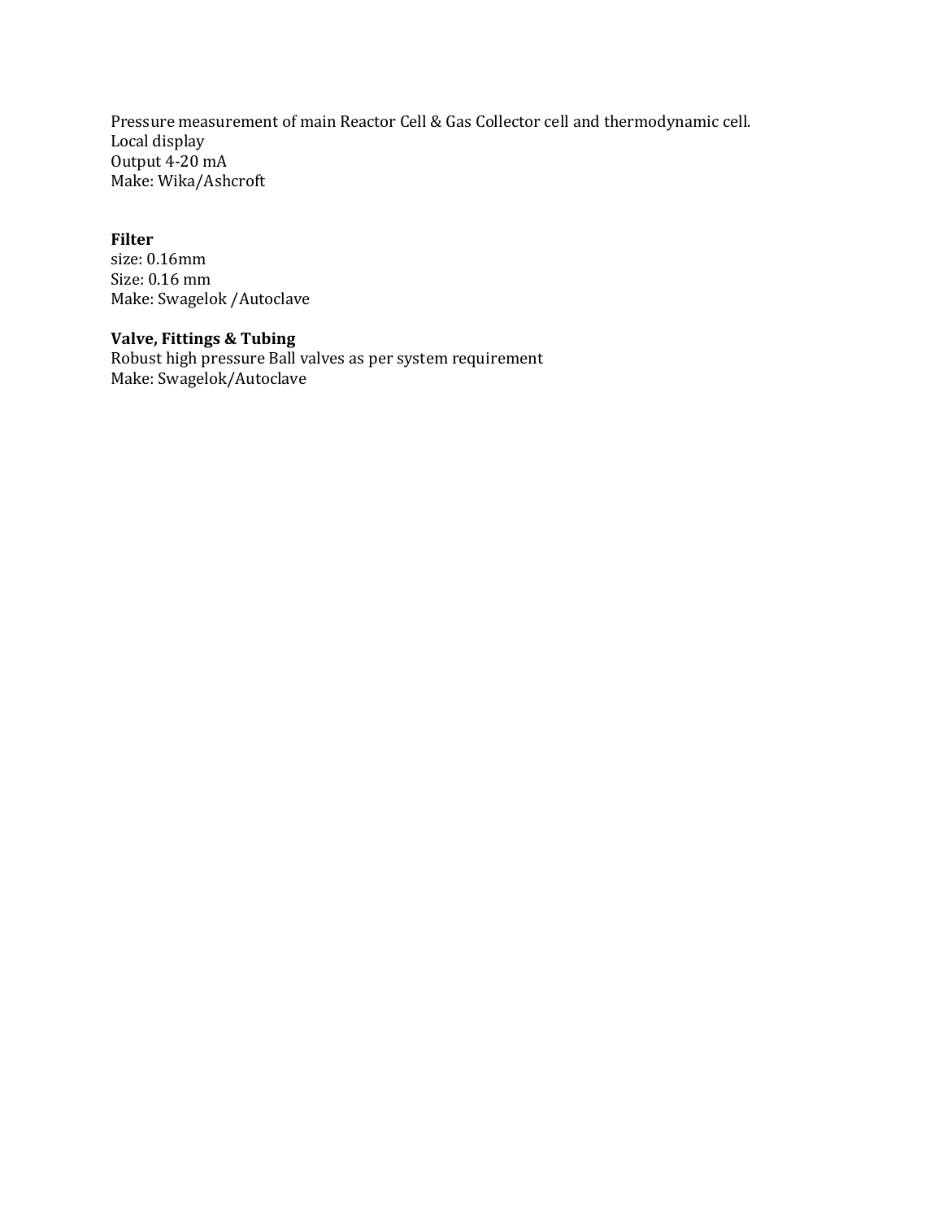Pressure measurement of main Reactor Cell & Gas Collector cell and thermodynamic cell.
Local display
Output 4-20 mA
Make: Wika/Ashcroft

**Filter**
size: 0.16mm
Size: 0.16 mm
Make: Swagelok /Autoclave

**Valve, Fittings & Tubing**
Robust high pressure Ball valves as per system requirement
Make: Swagelok/Autoclave